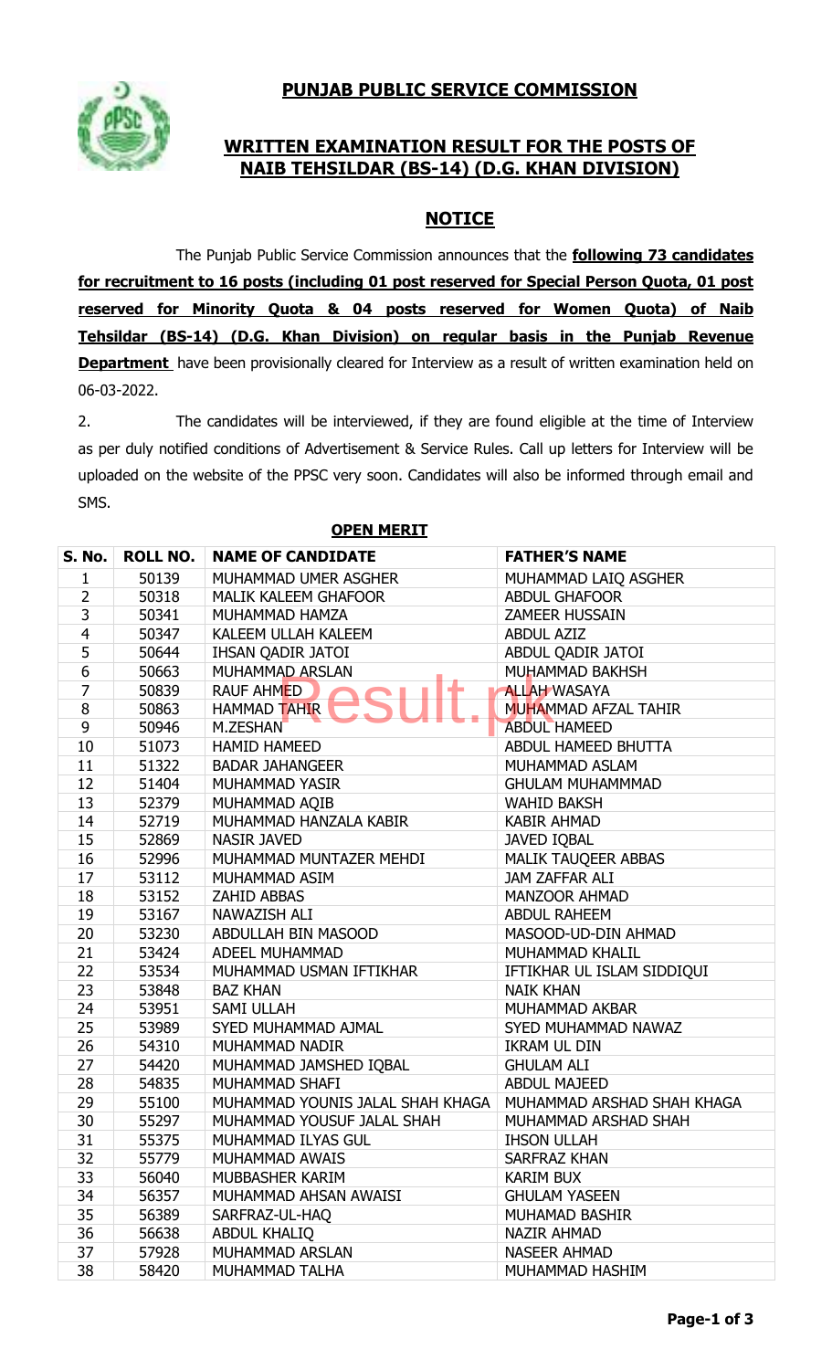# PUNJAB PUBLIC SERVICE COMMISSION

## WRITTEN EXAMINATION RESULT FOR THE POSTS OF NAIB TEHSILDAR (BS-14) (D.G. KHAN DIVISION)

## NOTICE

The Punjab Public Service Commission announces that the **following 73 candidates for recruitment to 16 posts (including 01 post reserved for Special Person Quota, 01 post reserved for Minority Quota & 04 posts reserved for Women Quota) of Naib Tehsildar (BS-14) (D.G. Khan Division) on regular basis in the Punjab Revenue Department** have been provisionally cleared for Interview as a result of written examination held on 06-03-2022.

2. The candidates will be interviewed, if they are found eligible at the time of Interview as per duly notified conditions of Advertisement & Service Rules. Call up letters for Interview will be uploaded on the website of the PPSC very soon. Candidates will also be informed through email and SMS.

**OPEN MERIT**

| S. No. | ROLL NO. | NAME OF CANDIDATE | FATHER'S NAME |
|---|---|---|---|
| 1 | 50139 | MUHAMMAD UMER ASGHER | MUHAMMAD LAIQ ASGHER |
| 2 | 50318 | MALIK KALEEM GHAFOOR | ABDUL GHAFOOR |
| 3 | 50341 | MUHAMMAD HAMZA | ZAMEER HUSSAIN |
| 4 | 50347 | KALEEM ULLAH KALEEM | ABDUL AZIZ |
| 5 | 50644 | IHSAN QADIR JATOI | ABDUL QADIR JATOI |
| 6 | 50663 | MUHAMMAD ARSLAN | MUHAMMAD BAKHSH |
| 7 | 50839 | RAUF AHMED | ALLAH WASAYA |
| 8 | 50863 | HAMMAD TAHIR | MUHAMMAD AFZAL TAHIR |
| 9 | 50946 | M.ZESHAN | ABDUL HAMEED |
| 10 | 51073 | HAMID HAMEED | ABDUL HAMEED BHUTTA |
| 11 | 51322 | BADAR JAHANGEER | MUHAMMAD ASLAM |
| 12 | 51404 | MUHAMMAD YASIR | GHULAM MUHAMMMAD |
| 13 | 52379 | MUHAMMAD AQIB | WAHID BAKSH |
| 14 | 52719 | MUHAMMAD HANZALA KABIR | KABIR AHMAD |
| 15 | 52869 | NASIR JAVED | JAVED IQBAL |
| 16 | 52996 | MUHAMMAD MUNTAZER MEHDI | MALIK TAUQEER ABBAS |
| 17 | 53112 | MUHAMMAD ASIM | JAM ZAFFAR ALI |
| 18 | 53152 | ZAHID ABBAS | MANZOOR AHMAD |
| 19 | 53167 | NAWAZISH ALI | ABDUL RAHEEM |
| 20 | 53230 | ABDULLAH BIN MASOOD | MASOOD-UD-DIN AHMAD |
| 21 | 53424 | ADEEL MUHAMMAD | MUHAMMAD KHALIL |
| 22 | 53534 | MUHAMMAD USMAN IFTIKHAR | IFTIKHAR UL ISLAM SIDDIQUI |
| 23 | 53848 | BAZ KHAN | NAIK KHAN |
| 24 | 53951 | SAMI ULLAH | MUHAMMAD AKBAR |
| 25 | 53989 | SYED MUHAMMAD AJMAL | SYED MUHAMMAD NAWAZ |
| 26 | 54310 | MUHAMMAD NADIR | IKRAM UL DIN |
| 27 | 54420 | MUHAMMAD JAMSHED IQBAL | GHULAM ALI |
| 28 | 54835 | MUHAMMAD SHAFI | ABDUL MAJEED |
| 29 | 55100 | MUHAMMAD YOUNIS JALAL SHAH KHAGA | MUHAMMAD ARSHAD SHAH KHAGA |
| 30 | 55297 | MUHAMMAD YOUSUF JALAL SHAH | MUHAMMAD ARSHAD SHAH |
| 31 | 55375 | MUHAMMAD ILYAS GUL | IHSON ULLAH |
| 32 | 55779 | MUHAMMAD AWAIS | SARFRAZ KHAN |
| 33 | 56040 | MUBBASHER KARIM | KARIM BUX |
| 34 | 56357 | MUHAMMAD AHSAN AWAISI | GHULAM YASEEN |
| 35 | 56389 | SARFRAZ-UL-HAQ | MUHAMAD BASHIR |
| 36 | 56638 | ABDUL KHALIQ | NAZIR AHMAD |
| 37 | 57928 | MUHAMMAD ARSLAN | NASEER AHMAD |
| 38 | 58420 | MUHAMMAD TALHA | MUHAMMAD HASHIM |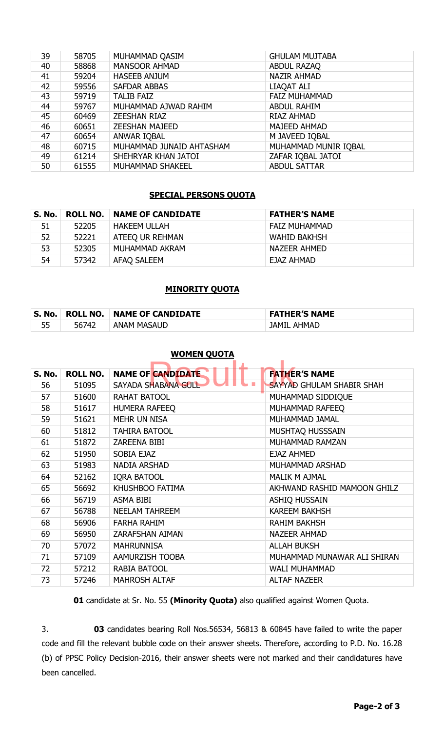| S. No. | ROLL NO. | NAME OF CANDIDATE | FATHER'S NAME |
|---|---|---|---|
| 39 | 58705 | MUHAMMAD QASIM | GHULAM MUJTABA |
| 40 | 58868 | MANSOOR AHMAD | ABDUL RAZAQ |
| 41 | 59204 | HASEEB ANJUM | NAZIR AHMAD |
| 42 | 59556 | SAFDAR ABBAS | LIAQAT ALI |
| 43 | 59719 | TALIB FAIZ | FAIZ MUHAMMAD |
| 44 | 59767 | MUHAMMAD AJWAD RAHIM | ABDUL RAHIM |
| 45 | 60469 | ZEESHAN RIAZ | RIAZ AHMAD |
| 46 | 60651 | ZEESHAN MAJEED | MAJEED AHMAD |
| 47 | 60654 | ANWAR IQBAL | M JAVEED IQBAL |
| 48 | 60715 | MUHAMMAD JUNAID AHTASHAM | MUHAMMAD MUNIR IQBAL |
| 49 | 61214 | SHEHRYAR KHAN JATOI | ZAFAR IQBAL JATOI |
| 50 | 61555 | MUHAMMAD SHAKEEL | ABDUL SATTAR |

**SPECIAL PERSONS QUOTA**

| S. No. | ROLL NO. | NAME OF CANDIDATE | FATHER'S NAME |
|---|---|---|---|
| 51 | 52205 | HAKEEM ULLAH | FAIZ MUHAMMAD |
| 52 | 52221 | ATEEQ UR REHMAN | WAHID BAKHSH |
| 53 | 52305 | MUHAMMAD AKRAM | NAZEER AHMED |
| 54 | 57342 | AFAQ SALEEM | EJAZ AHMAD |

**MINORITY QUOTA**

| S. No. | ROLL NO. | NAME OF CANDIDATE | FATHER'S NAME |
|---|---|---|---|
| 55 | 56742 | ANAM MASAUD | JAMIL AHMAD |

**WOMEN QUOTA**

| S. No. | ROLL NO. | NAME OF CANDIDATE | FATHER'S NAME |
|---|---|---|---|
| 56 | 51095 | SAYADA SHABANA GULL | SAYYAD GHULAM SHABIR SHAH |
| 57 | 51600 | RAHAT BATOOL | MUHAMMAD SIDDIQUE |
| 58 | 51617 | HUMERA RAFEEQ | MUHAMMAD RAFEEQ |
| 59 | 51621 | MEHR UN NISA | MUHAMMAD JAMAL |
| 60 | 51812 | TAHIRA BATOOL | MUSHTAQ HUSSSAIN |
| 61 | 51872 | ZAREENA BIBI | MUHAMMAD RAMZAN |
| 62 | 51950 | SOBIA EJAZ | EJAZ AHMED |
| 63 | 51983 | NADIA ARSHAD | MUHAMMAD ARSHAD |
| 64 | 52162 | IQRA BATOOL | MALIK M AJMAL |
| 65 | 56692 | KHUSHBOO FATIMA | AKHWAND RASHID MAMOON GHILZ |
| 66 | 56719 | ASMA BIBI | ASHIQ HUSSAIN |
| 67 | 56788 | NEELAM TAHREEM | KAREEM BAKHSH |
| 68 | 56906 | FARHA RAHIM | RAHIM BAKHSH |
| 69 | 56950 | ZARAFSHAN AIMAN | NAZEER AHMAD |
| 70 | 57072 | MAHRUNNISA | ALLAH BUKSH |
| 71 | 57109 | AAMURZISH TOOBA | MUHAMMAD MUNAWAR ALI SHIRAN |
| 72 | 57212 | RABIA BATOOL | WALI MUHAMMAD |
| 73 | 57246 | MAHROSH ALTAF | ALTAF NAZEER |

**01** candidate at Sr. No. 55 **(Minority Quota)** also qualified against Women Quota.

3. **03** candidates bearing Roll Nos.56534, 56813 & 60845 have failed to write the paper code and fill the relevant bubble code on their answer sheets. Therefore, according to P.D. No. 16.28 (b) of PPSC Policy Decision-2016, their answer sheets were not marked and their candidatures have been cancelled.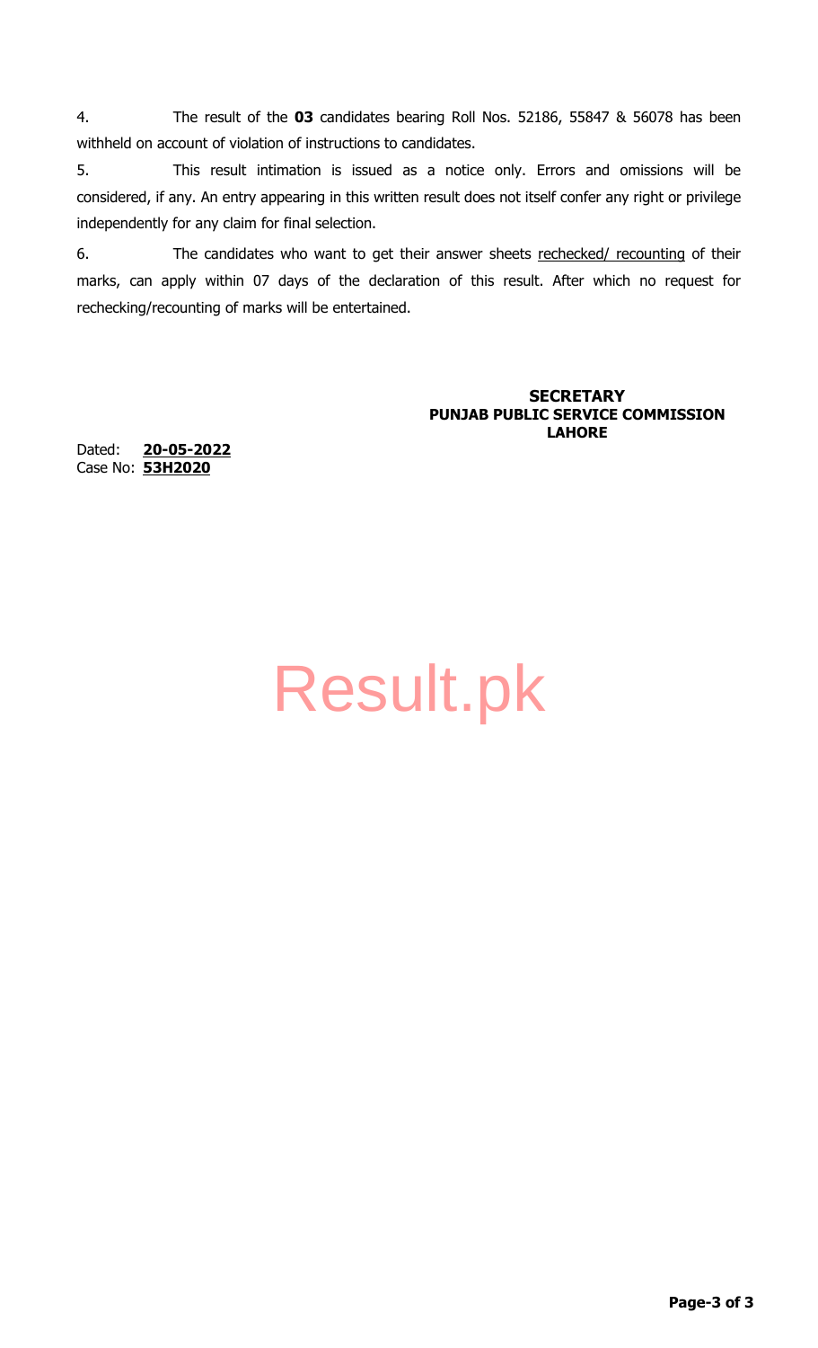4. The result of the **03** candidates bearing Roll Nos. 52186, 55847 & 56078 has been withheld on account of violation of instructions to candidates.

5. This result intimation is issued as a notice only. Errors and omissions will be considered, if any. An entry appearing in this written result does not itself confer any right or privilege independently for any claim for final selection.

6. The candidates who want to get their answer sheets rechecked/ recounting of their marks, can apply within 07 days of the declaration of this result. After which no request for rechecking/recounting of marks will be entertained.

**SECRETARY**
**PUNJAB PUBLIC SERVICE COMMISSION**
**LAHORE**

Dated: **20-05-2022**
Case No: **53H2020**

Result.pk